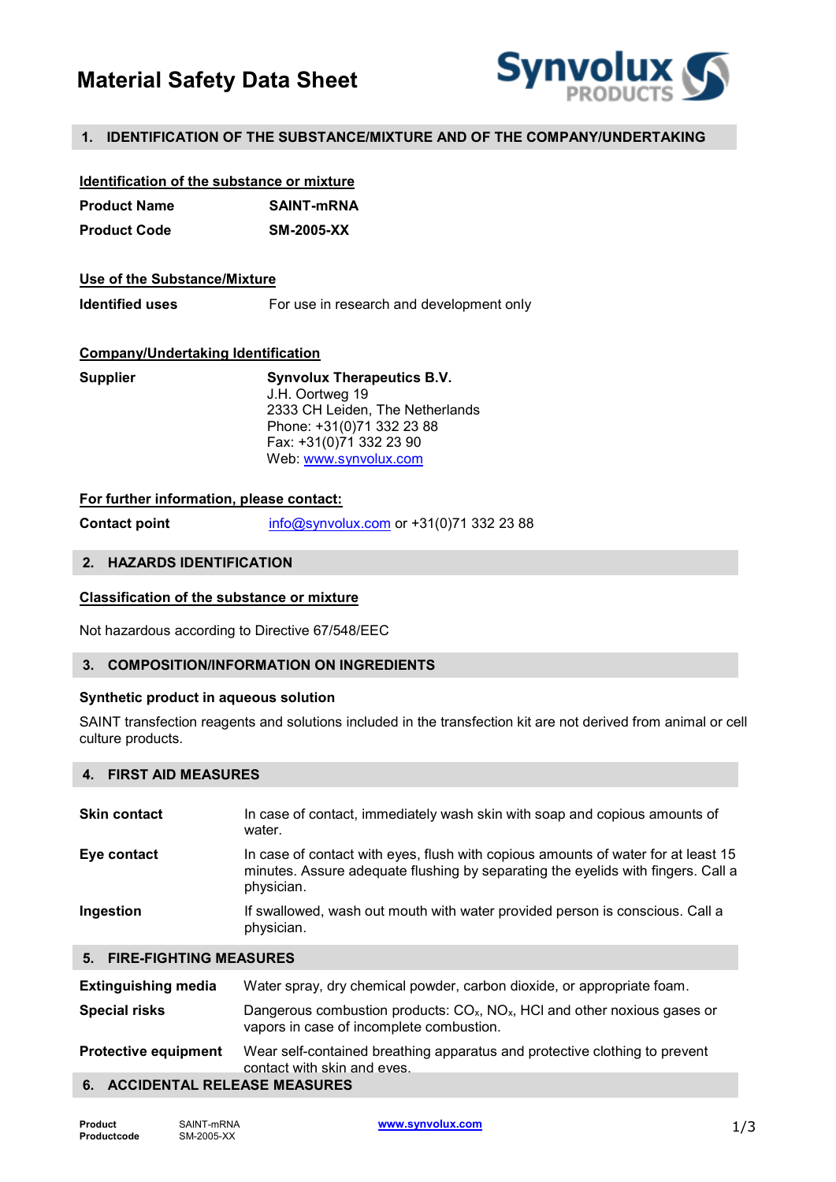# Material Safety Data Sheet

## 1. IDENTIFICATION OF THE SUBSTANCE/MIXTURE AND OF THE COMPANY/UNDERTAKING

**Identification of the substance or mixture**

| | |
|---|---|
| **Product Name** | **SAINT-mRNA** |
| **Product Code** | **SM-2005-XX** |

**Use of the Substance/Mixture**

| | |
|---|---|
| **Identified uses** | For use in research and development only |

**Company/Undertaking Identification**

**Supplier**

**Synvolux Therapeutics B.V.**
J.H. Oortweg 19
2333 CH Leiden, The Netherlands
Phone: +31(0)71 332 23 88
Fax: +31(0)71 332 23 90
Web: www.synvolux.com

**For further information, please contact:**

| | |
|---|---|
| **Contact point** | info@synvolux.com or +31(0)71 332 23 88 |

## 2. HAZARDS IDENTIFICATION

**Classification of the substance or mixture**

Not hazardous according to Directive 67/548/EEC

## 3. COMPOSITION/INFORMATION ON INGREDIENTS

**Synthetic product in aqueous solution**

SAINT transfection reagents and solutions included in the transfection kit are not derived from animal or cell culture products.

## 4. FIRST AID MEASURES

| | |
|---|---|
| **Skin contact** | In case of contact, immediately wash skin with soap and copious amounts of water. |
| **Eye contact** | In case of contact with eyes, flush with copious amounts of water for at least 15 minutes. Assure adequate flushing by separating the eyelids with fingers. Call a physician. |
| **Ingestion** | If swallowed, wash out mouth with water provided person is conscious. Call a physician. |

## 5. FIRE-FIGHTING MEASURES

| | |
|---|---|
| **Extinguishing media** | Water spray, dry chemical powder, carbon dioxide, or appropriate foam. |
| **Special risks** | Dangerous combustion products: $CO_x$, $NO_x$, HCl and other noxious gases or vapors in case of incomplete combustion. |
| **Protective equipment** | Wear self-contained breathing apparatus and protective clothing to prevent contact with skin and eyes. |

## 6. ACCIDENTAL RELEASE MEASURES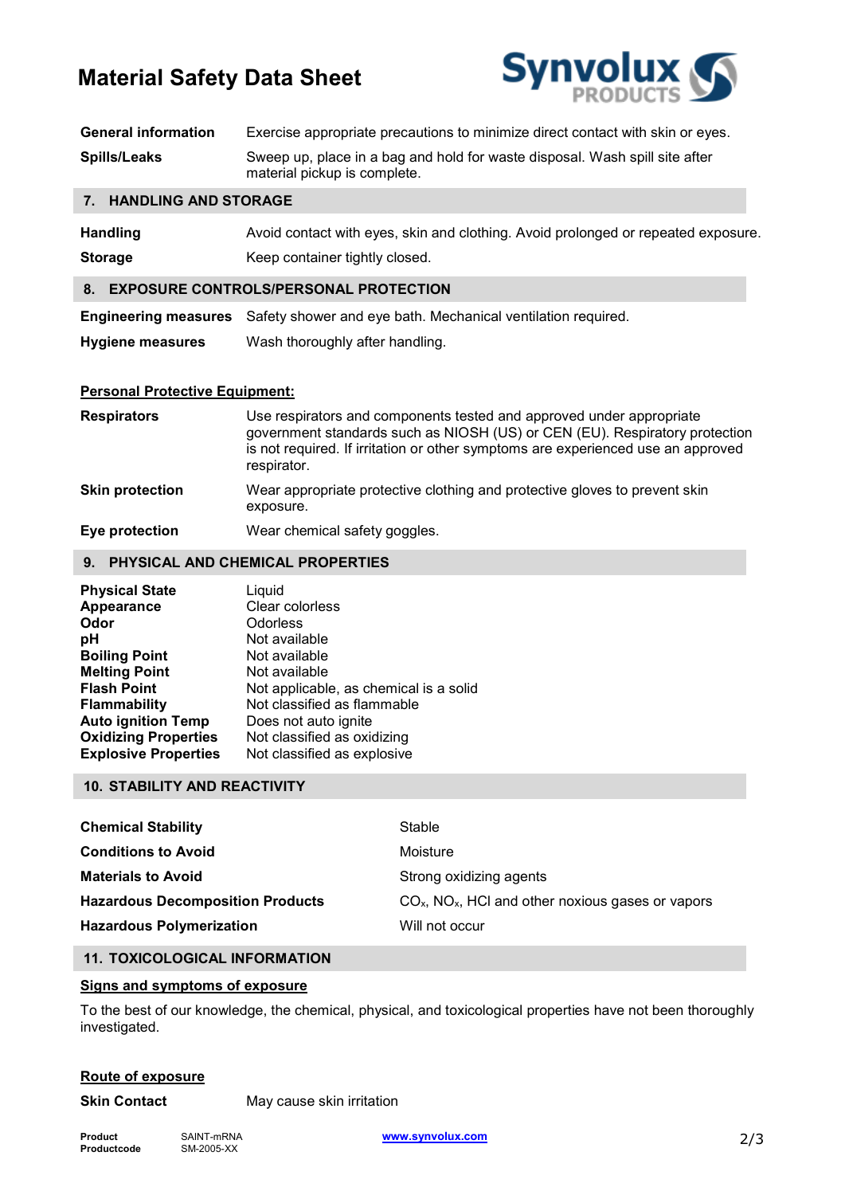| | |
|---|---|
| **General information** | Exercise appropriate precautions to minimize direct contact with skin or eyes. |
| **Spills/Leaks** | Sweep up, place in a bag and hold for waste disposal. Wash spill site after material pickup is complete. |

## 7. HANDLING AND STORAGE

| | |
|---|---|
| **Handling** | Avoid contact with eyes, skin and clothing. Avoid prolonged or repeated exposure. |
| **Storage** | Keep container tightly closed. |

## 8. EXPOSURE CONTROLS/PERSONAL PROTECTION

| | |
|---|---|
| **Engineering measures** | Safety shower and eye bath. Mechanical ventilation required. |
| **Hygiene measures** | Wash thoroughly after handling. |

**Personal Protective Equipment:**

| | |
|---|---|
| **Respirators** | Use respirators and components tested and approved under appropriate government standards such as NIOSH (US) or CEN (EU). Respiratory protection is not required. If irritation or other symptoms are experienced use an approved respirator. |
| **Skin protection** | Wear appropriate protective clothing and protective gloves to prevent skin exposure. |
| **Eye protection** | Wear chemical safety goggles. |

## 9. PHYSICAL AND CHEMICAL PROPERTIES

| | |
|---|---|
| **Physical State** | Liquid |
| **Appearance** | Clear colorless |
| **Odor** | Odorless |
| **pH** | Not available |
| **Boiling Point** | Not available |
| **Melting Point** | Not available |
| **Flash Point** | Not applicable, as chemical is a solid |
| **Flammability** | Not classified as flammable |
| **Auto ignition Temp** | Does not auto ignite |
| **Oxidizing Properties** | Not classified as oxidizing |
| **Explosive Properties** | Not classified as explosive |

## 10. STABILITY AND REACTIVITY

| | |
|---|---|
| **Chemical Stability** | Stable |
| **Conditions to Avoid** | Moisture |
| **Materials to Avoid** | Strong oxidizing agents |
| **Hazardous Decomposition Products** | $CO_x$, $NO_x$, HCl and other noxious gases or vapors |
| **Hazardous Polymerization** | Will not occur |

## 11. TOXICOLOGICAL INFORMATION

**Signs and symptoms of exposure**

To the best of our knowledge, the chemical, physical, and toxicological properties have not been thoroughly investigated.

**Route of exposure**

| | |
|---|---|
| **Skin Contact** | May cause skin irritation |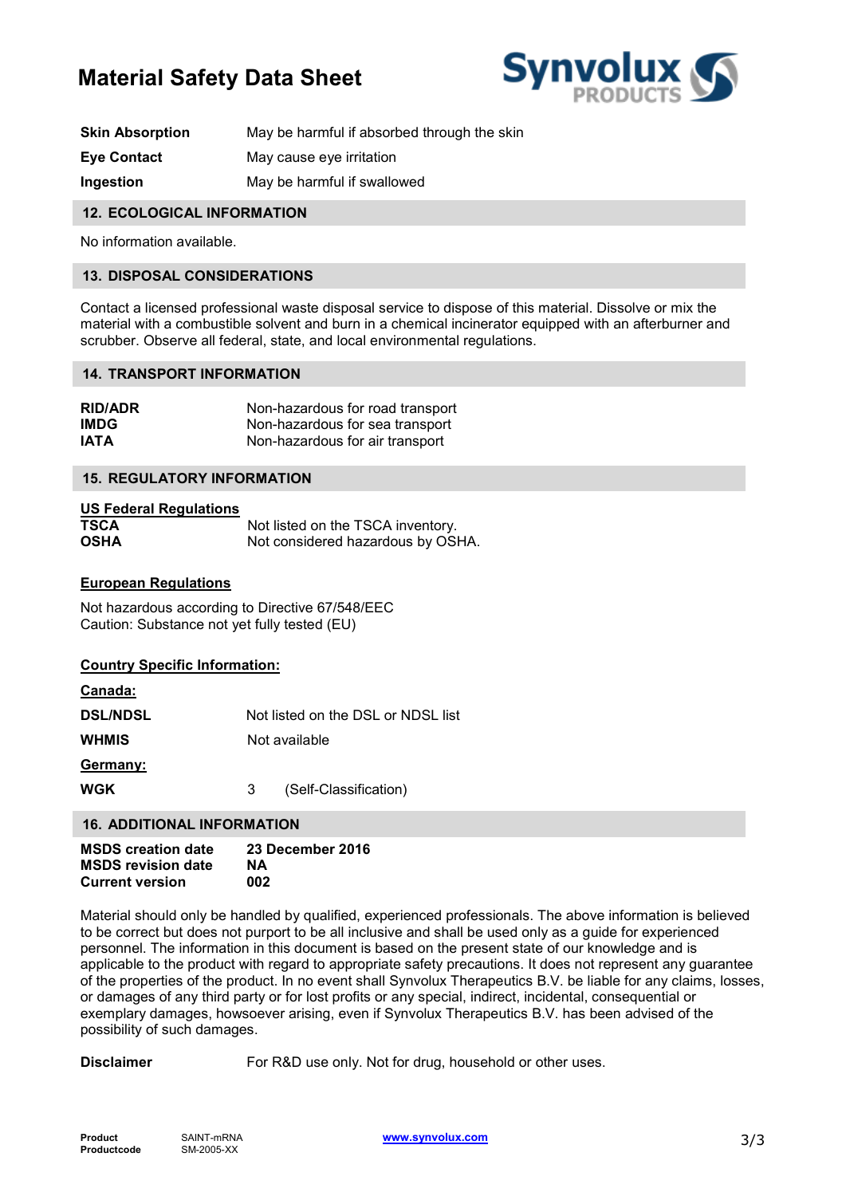| | |
|---|---|
| **Skin Absorption** | May be harmful if absorbed through the skin |
| **Eye Contact** | May cause eye irritation |
| **Ingestion** | May be harmful if swallowed |

## 12. ECOLOGICAL INFORMATION

No information available.

## 13. DISPOSAL CONSIDERATIONS

Contact a licensed professional waste disposal service to dispose of this material. Dissolve or mix the material with a combustible solvent and burn in a chemical incinerator equipped with an afterburner and scrubber. Observe all federal, state, and local environmental regulations.

## 14. TRANSPORT INFORMATION

| | |
|---|---|
| **RID/ADR** | Non-hazardous for road transport |
| **IMDG** | Non-hazardous for sea transport |
| **IATA** | Non-hazardous for air transport |

## 15. REGULATORY INFORMATION

**US Federal Regulations**

| | |
|---|---|
| **TSCA** | Not listed on the TSCA inventory. |
| **OSHA** | Not considered hazardous by OSHA. |

**European Regulations**

Not hazardous according to Directive 67/548/EEC
Caution: Substance not yet fully tested (EU)

**Country Specific Information:**

**Canada:**

| | |
|---|---|
| **DSL/NDSL** | Not listed on the DSL or NDSL list |
| **WHMIS** | Not available |

**Germany:**

| | |
|---|---|
| **WGK** | 3 (Self-Classification) |

## 16. ADDITIONAL INFORMATION

| | |
|---|---|
| **MSDS creation date** | **23 December 2016** |
| **MSDS revision date** | **NA** |
| **Current version** | **002** |

Material should only be handled by qualified, experienced professionals. The above information is believed to be correct but does not purport to be all inclusive and shall be used only as a guide for experienced personnel. The information in this document is based on the present state of our knowledge and is applicable to the product with regard to appropriate safety precautions. It does not represent any guarantee of the properties of the product. In no event shall Synvolux Therapeutics B.V. be liable for any claims, losses, or damages of any third party or for lost profits or any special, indirect, incidental, consequential or exemplary damages, howsoever arising, even if Synvolux Therapeutics B.V. has been advised of the possibility of such damages.

**Disclaimer** For R&D use only. Not for drug, household or other uses.